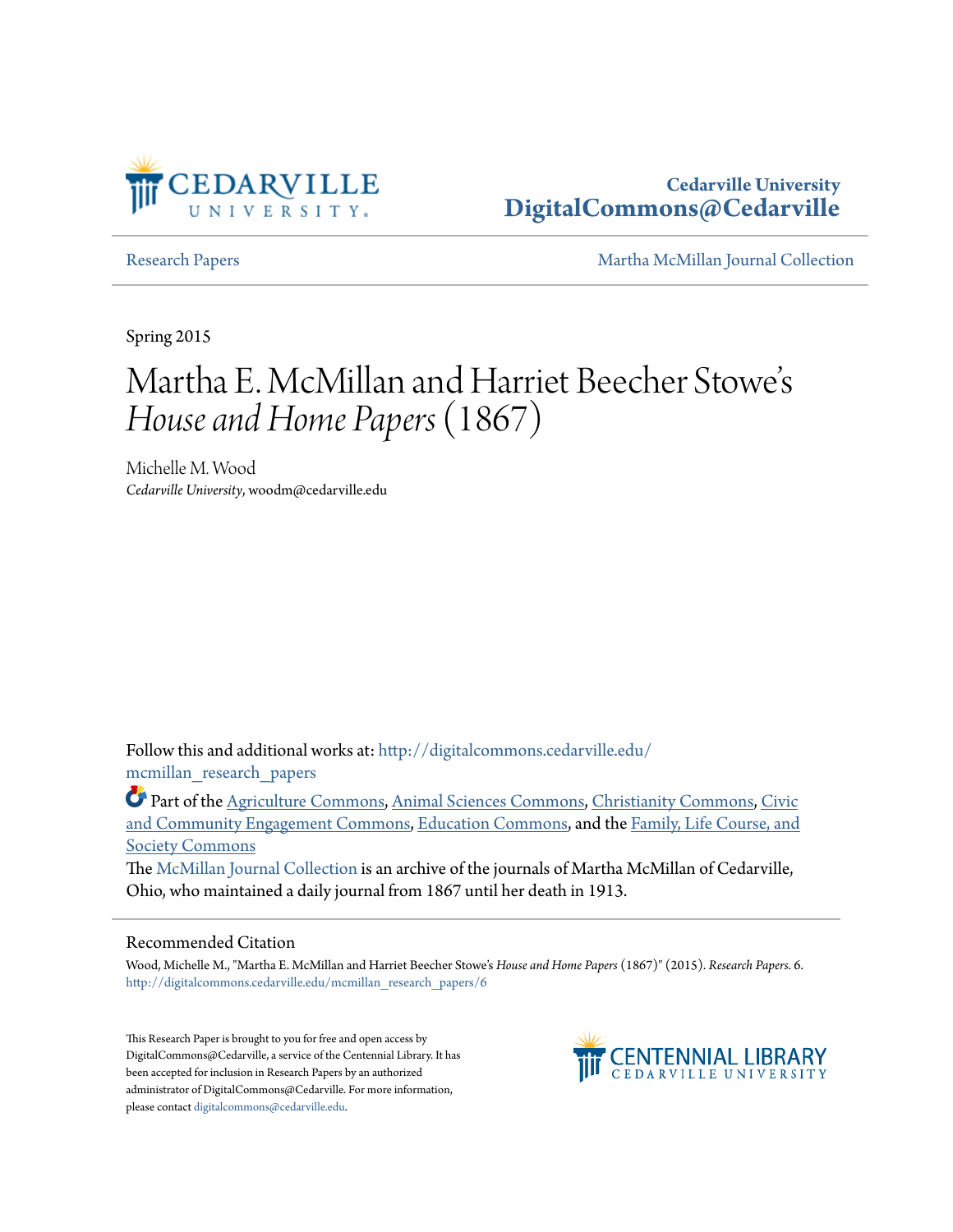Cedarville University
DigitalCommons@Cedarville

Research Papers | Martha McMillan Journal Collection

Spring 2015

# Martha E. McMillan and Harriet Beecher Stowe's *House and Home Papers* (1867)

Michelle M. Wood
*Cedarville University*, woodm@cedarville.edu

Follow this and additional works at: http://digitalcommons.cedarville.edu/mcmillan_research_papers

Part of the Agriculture Commons, Animal Sciences Commons, Christianity Commons, Civic and Community Engagement Commons, Education Commons, and the Family, Life Course, and Society Commons

The McMillan Journal Collection is an archive of the journals of Martha McMillan of Cedarville, Ohio, who maintained a daily journal from 1867 until her death in 1913.

## Recommended Citation

Wood, Michelle M., "Martha E. McMillan and Harriet Beecher Stowe's *House and Home Papers* (1867)" (2015). *Research Papers*. 6.
http://digitalcommons.cedarville.edu/mcmillan_research_papers/6

This Research Paper is brought to you for free and open access by DigitalCommons@Cedarville, a service of the Centennial Library. It has been accepted for inclusion in Research Papers by an authorized administrator of DigitalCommons@Cedarville. For more information, please contact digitalcommons@cedarville.edu.

CENTENNIAL LIBRARY
CEDARVILLE UNIVERSITY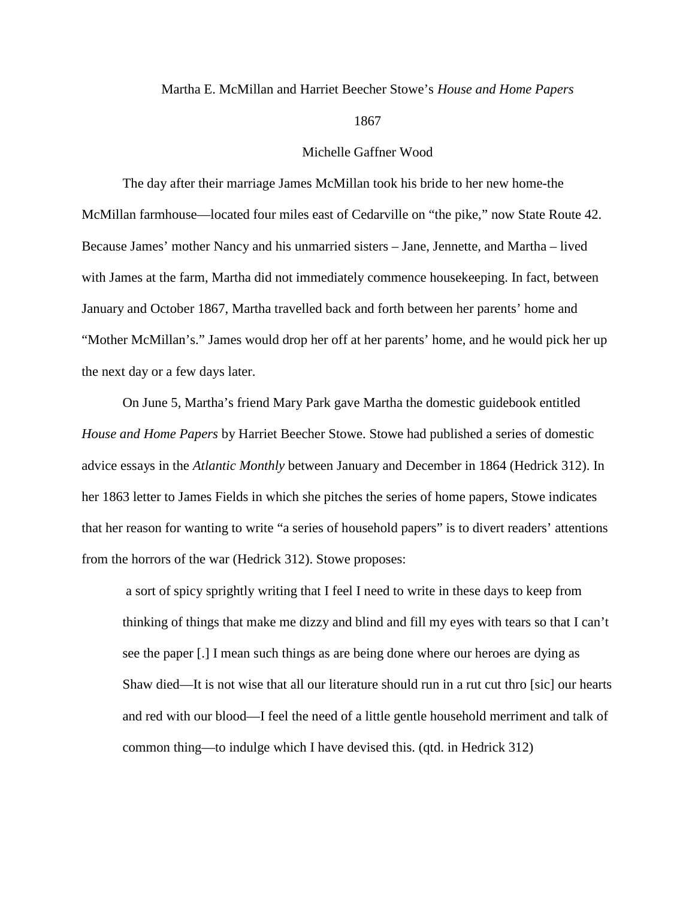Martha E. McMillan and Harriet Beecher Stowe's *House and Home Papers*

1867

Michelle Gaffner Wood

The day after their marriage James McMillan took his bride to her new home-the McMillan farmhouse—located four miles east of Cedarville on "the pike," now State Route 42. Because James' mother Nancy and his unmarried sisters – Jane, Jennette, and Martha – lived with James at the farm, Martha did not immediately commence housekeeping. In fact, between January and October 1867, Martha travelled back and forth between her parents' home and "Mother McMillan's." James would drop her off at her parents' home, and he would pick her up the next day or a few days later.

On June 5, Martha's friend Mary Park gave Martha the domestic guidebook entitled *House and Home Papers* by Harriet Beecher Stowe. Stowe had published a series of domestic advice essays in the *Atlantic Monthly* between January and December in 1864 (Hedrick 312). In her 1863 letter to James Fields in which she pitches the series of home papers, Stowe indicates that her reason for wanting to write "a series of household papers" is to divert readers' attentions from the horrors of the war (Hedrick 312). Stowe proposes:

> a sort of spicy sprightly writing that I feel I need to write in these days to keep from thinking of things that make me dizzy and blind and fill my eyes with tears so that I can't see the paper [.] I mean such things as are being done where our heroes are dying as Shaw died—It is not wise that all our literature should run in a rut cut thro [sic] our hearts and red with our blood—I feel the need of a little gentle household merriment and talk of common thing—to indulge which I have devised this. (qtd. in Hedrick 312)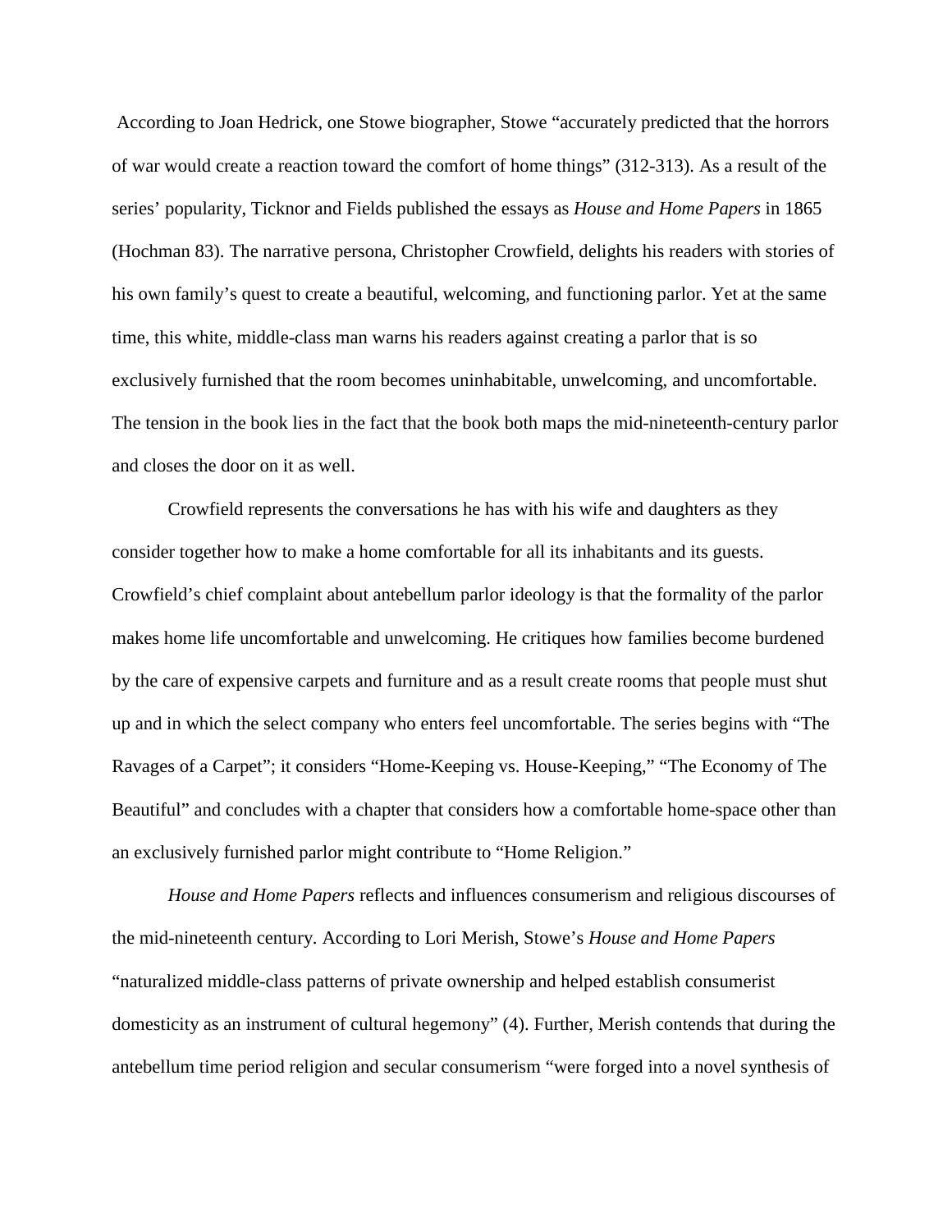According to Joan Hedrick, one Stowe biographer, Stowe "accurately predicted that the horrors of war would create a reaction toward the comfort of home things" (312-313). As a result of the series' popularity, Ticknor and Fields published the essays as *House and Home Papers* in 1865 (Hochman 83). The narrative persona, Christopher Crowfield, delights his readers with stories of his own family's quest to create a beautiful, welcoming, and functioning parlor. Yet at the same time, this white, middle-class man warns his readers against creating a parlor that is so exclusively furnished that the room becomes uninhabitable, unwelcoming, and uncomfortable. The tension in the book lies in the fact that the book both maps the mid-nineteenth-century parlor and closes the door on it as well.

Crowfield represents the conversations he has with his wife and daughters as they consider together how to make a home comfortable for all its inhabitants and its guests. Crowfield's chief complaint about antebellum parlor ideology is that the formality of the parlor makes home life uncomfortable and unwelcoming. He critiques how families become burdened by the care of expensive carpets and furniture and as a result create rooms that people must shut up and in which the select company who enters feel uncomfortable. The series begins with "The Ravages of a Carpet"; it considers "Home-Keeping vs. House-Keeping," "The Economy of The Beautiful" and concludes with a chapter that considers how a comfortable home-space other than an exclusively furnished parlor might contribute to "Home Religion."

*House and Home Papers* reflects and influences consumerism and religious discourses of the mid-nineteenth century. According to Lori Merish, Stowe's *House and Home Papers* "naturalized middle-class patterns of private ownership and helped establish consumerist domesticity as an instrument of cultural hegemony" (4). Further, Merish contends that during the antebellum time period religion and secular consumerism "were forged into a novel synthesis of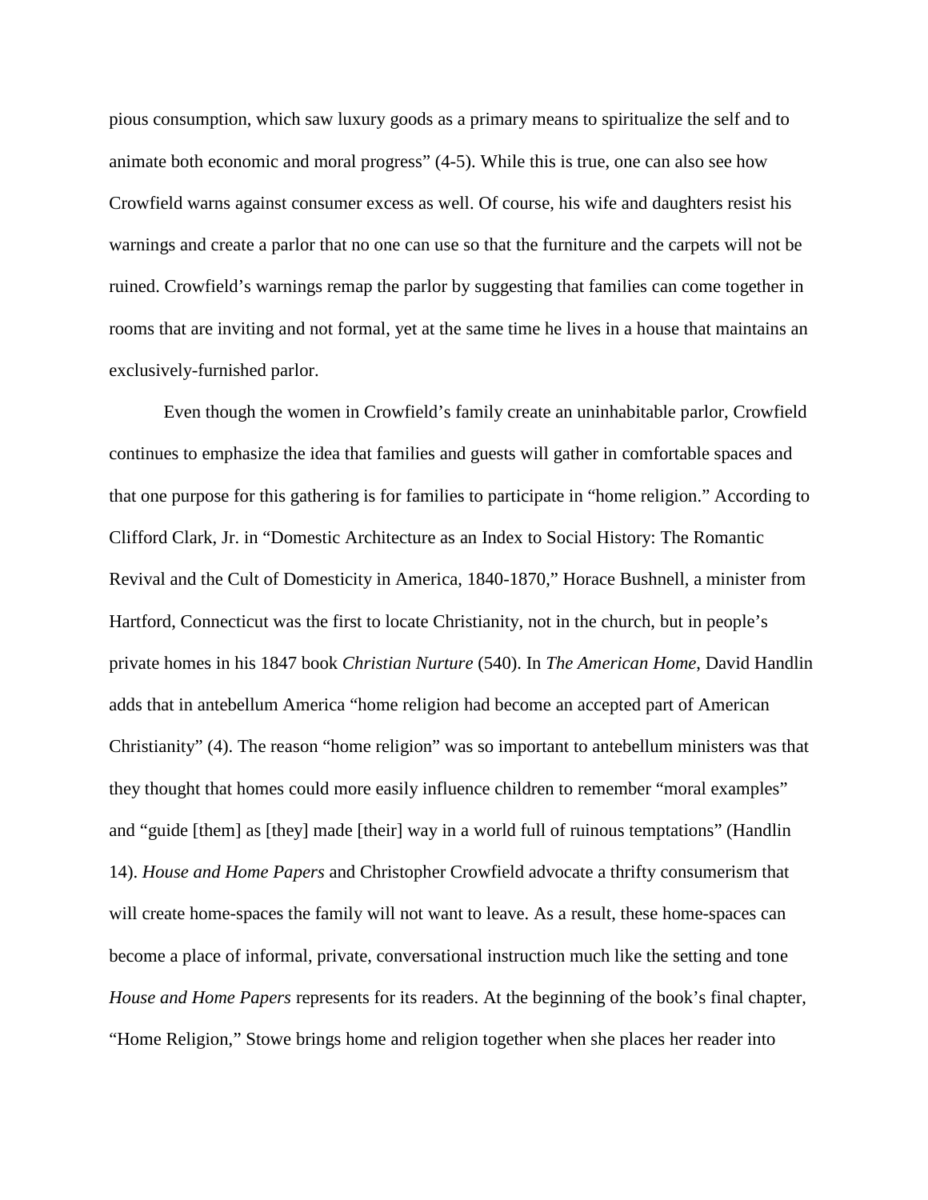pious consumption, which saw luxury goods as a primary means to spiritualize the self and to animate both economic and moral progress" (4-5). While this is true, one can also see how Crowfield warns against consumer excess as well. Of course, his wife and daughters resist his warnings and create a parlor that no one can use so that the furniture and the carpets will not be ruined. Crowfield's warnings remap the parlor by suggesting that families can come together in rooms that are inviting and not formal, yet at the same time he lives in a house that maintains an exclusively-furnished parlor.

Even though the women in Crowfield's family create an uninhabitable parlor, Crowfield continues to emphasize the idea that families and guests will gather in comfortable spaces and that one purpose for this gathering is for families to participate in "home religion." According to Clifford Clark, Jr. in "Domestic Architecture as an Index to Social History: The Romantic Revival and the Cult of Domesticity in America, 1840-1870," Horace Bushnell, a minister from Hartford, Connecticut was the first to locate Christianity, not in the church, but in people's private homes in his 1847 book *Christian Nurture* (540). In *The American Home*, David Handlin adds that in antebellum America "home religion had become an accepted part of American Christianity" (4). The reason "home religion" was so important to antebellum ministers was that they thought that homes could more easily influence children to remember "moral examples" and "guide [them] as [they] made [their] way in a world full of ruinous temptations" (Handlin 14). *House and Home Papers* and Christopher Crowfield advocate a thrifty consumerism that will create home-spaces the family will not want to leave. As a result, these home-spaces can become a place of informal, private, conversational instruction much like the setting and tone *House and Home Papers* represents for its readers. At the beginning of the book's final chapter, "Home Religion," Stowe brings home and religion together when she places her reader into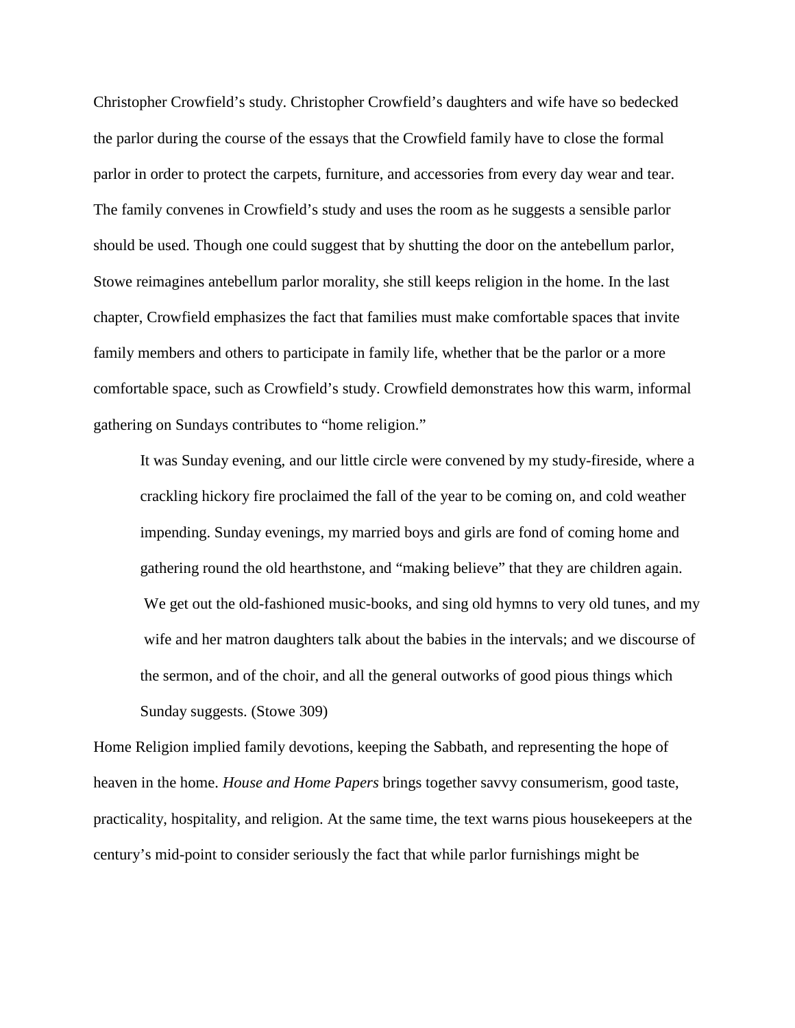Christopher Crowfield's study. Christopher Crowfield's daughters and wife have so bedecked the parlor during the course of the essays that the Crowfield family have to close the formal parlor in order to protect the carpets, furniture, and accessories from every day wear and tear. The family convenes in Crowfield's study and uses the room as he suggests a sensible parlor should be used. Though one could suggest that by shutting the door on the antebellum parlor, Stowe reimagines antebellum parlor morality, she still keeps religion in the home. In the last chapter, Crowfield emphasizes the fact that families must make comfortable spaces that invite family members and others to participate in family life, whether that be the parlor or a more comfortable space, such as Crowfield's study. Crowfield demonstrates how this warm, informal gathering on Sundays contributes to "home religion."

> It was Sunday evening, and our little circle were convened by my study-fireside, where a crackling hickory fire proclaimed the fall of the year to be coming on, and cold weather impending. Sunday evenings, my married boys and girls are fond of coming home and gathering round the old hearthstone, and "making believe" that they are children again. We get out the old-fashioned music-books, and sing old hymns to very old tunes, and my wife and her matron daughters talk about the babies in the intervals; and we discourse of the sermon, and of the choir, and all the general outworks of good pious things which Sunday suggests. (Stowe 309)

Home Religion implied family devotions, keeping the Sabbath, and representing the hope of heaven in the home. *House and Home Papers* brings together savvy consumerism, good taste, practicality, hospitality, and religion. At the same time, the text warns pious housekeepers at the century's mid-point to consider seriously the fact that while parlor furnishings might be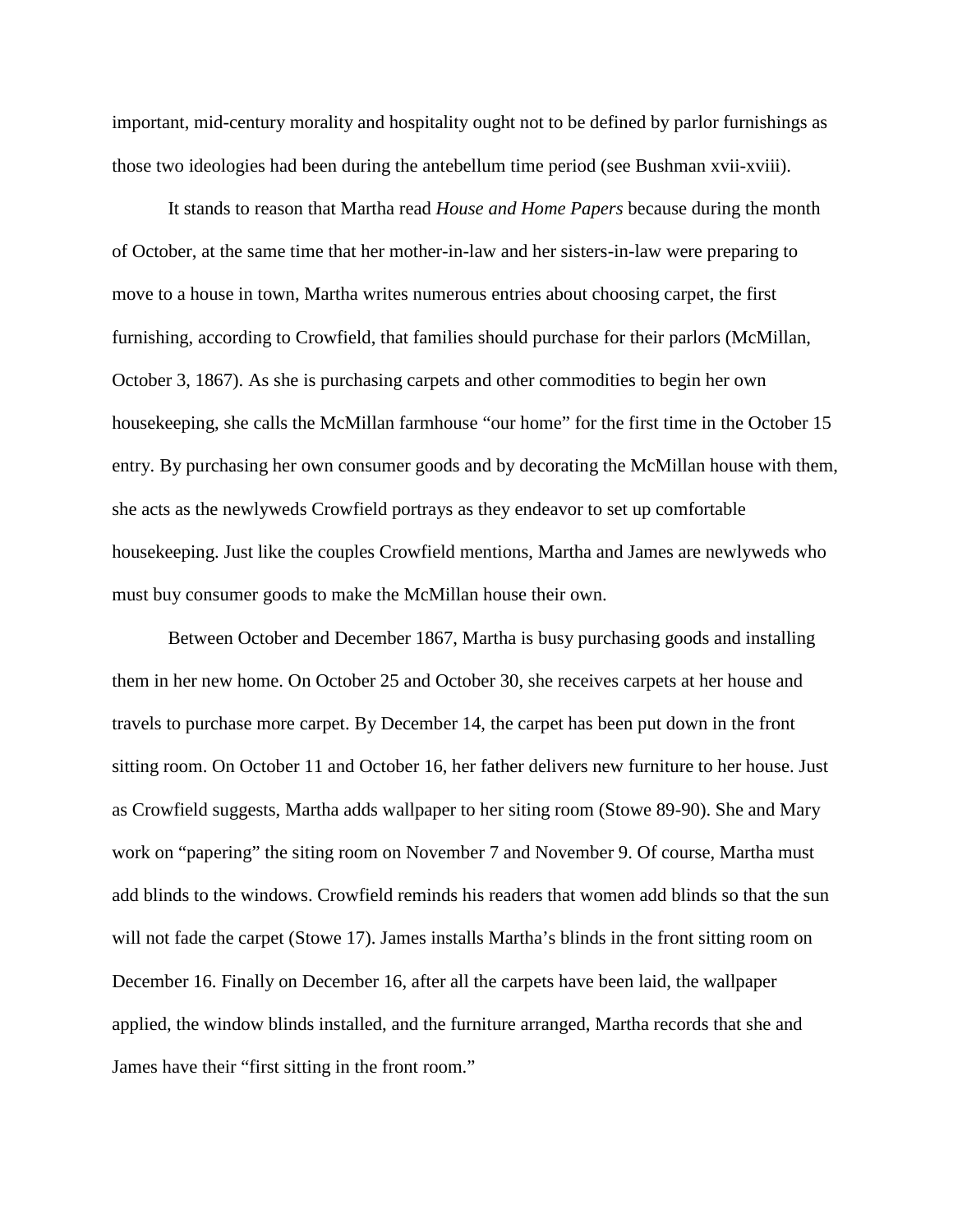important, mid-century morality and hospitality ought not to be defined by parlor furnishings as those two ideologies had been during the antebellum time period (see Bushman xvii-xviii).

It stands to reason that Martha read *House and Home Papers* because during the month of October, at the same time that her mother-in-law and her sisters-in-law were preparing to move to a house in town, Martha writes numerous entries about choosing carpet, the first furnishing, according to Crowfield, that families should purchase for their parlors (McMillan, October 3, 1867). As she is purchasing carpets and other commodities to begin her own housekeeping, she calls the McMillan farmhouse "our home" for the first time in the October 15 entry. By purchasing her own consumer goods and by decorating the McMillan house with them, she acts as the newlyweds Crowfield portrays as they endeavor to set up comfortable housekeeping. Just like the couples Crowfield mentions, Martha and James are newlyweds who must buy consumer goods to make the McMillan house their own.

Between October and December 1867, Martha is busy purchasing goods and installing them in her new home. On October 25 and October 30, she receives carpets at her house and travels to purchase more carpet. By December 14, the carpet has been put down in the front sitting room. On October 11 and October 16, her father delivers new furniture to her house. Just as Crowfield suggests, Martha adds wallpaper to her siting room (Stowe 89-90). She and Mary work on "papering" the siting room on November 7 and November 9. Of course, Martha must add blinds to the windows. Crowfield reminds his readers that women add blinds so that the sun will not fade the carpet (Stowe 17). James installs Martha's blinds in the front sitting room on December 16. Finally on December 16, after all the carpets have been laid, the wallpaper applied, the window blinds installed, and the furniture arranged, Martha records that she and James have their "first sitting in the front room."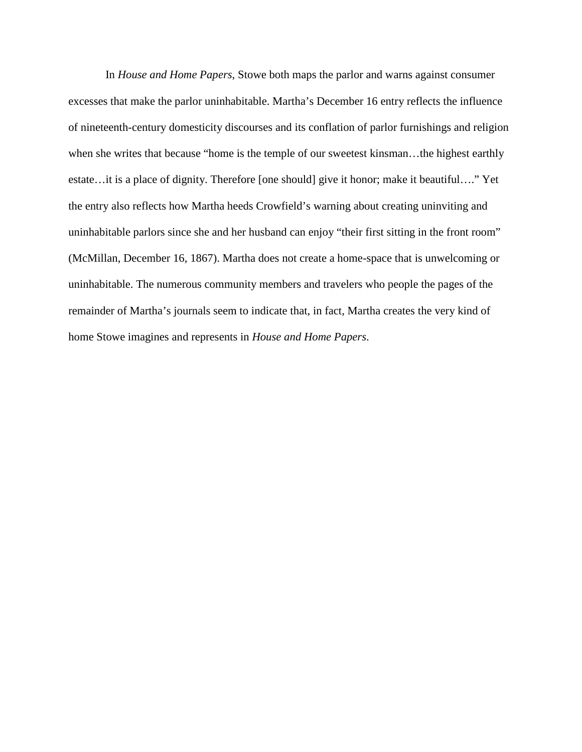In *House and Home Papers*, Stowe both maps the parlor and warns against consumer excesses that make the parlor uninhabitable. Martha's December 16 entry reflects the influence of nineteenth-century domesticity discourses and its conflation of parlor furnishings and religion when she writes that because "home is the temple of our sweetest kinsman…the highest earthly estate…it is a place of dignity. Therefore [one should] give it honor; make it beautiful…." Yet the entry also reflects how Martha heeds Crowfield's warning about creating uninviting and uninhabitable parlors since she and her husband can enjoy "their first sitting in the front room" (McMillan, December 16, 1867). Martha does not create a home-space that is unwelcoming or uninhabitable. The numerous community members and travelers who people the pages of the remainder of Martha's journals seem to indicate that, in fact, Martha creates the very kind of home Stowe imagines and represents in *House and Home Papers*.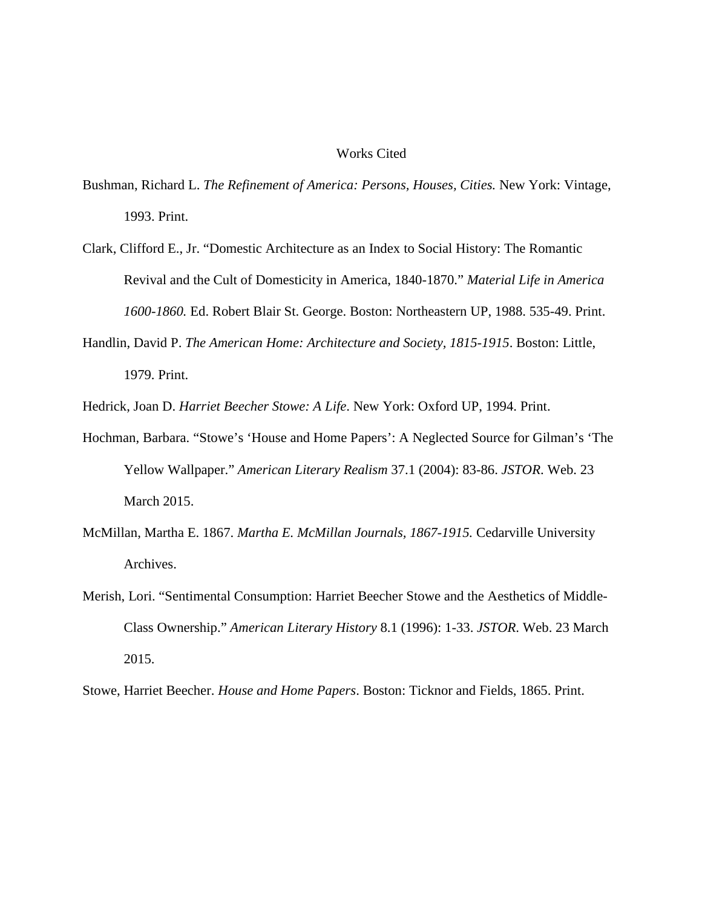# Works Cited

Bushman, Richard L. *The Refinement of America: Persons, Houses, Cities.* New York: Vintage, 1993. Print.

Clark, Clifford E., Jr. "Domestic Architecture as an Index to Social History: The Romantic Revival and the Cult of Domesticity in America, 1840-1870." *Material Life in America 1600-1860.* Ed. Robert Blair St. George. Boston: Northeastern UP, 1988. 535-49. Print.

Handlin, David P. *The American Home: Architecture and Society, 1815-1915*. Boston: Little, 1979. Print.

Hedrick, Joan D. *Harriet Beecher Stowe: A Life*. New York: Oxford UP, 1994. Print.

Hochman, Barbara. "Stowe's 'House and Home Papers': A Neglected Source for Gilman's 'The Yellow Wallpaper." *American Literary Realism* 37.1 (2004): 83-86. *JSTOR*. Web. 23 March 2015.

McMillan, Martha E. 1867. *Martha E. McMillan Journals, 1867-1915.* Cedarville University Archives.

Merish, Lori. "Sentimental Consumption: Harriet Beecher Stowe and the Aesthetics of Middle-Class Ownership." *American Literary History* 8.1 (1996): 1-33. *JSTOR*. Web. 23 March 2015.

Stowe, Harriet Beecher. *House and Home Papers*. Boston: Ticknor and Fields, 1865. Print.